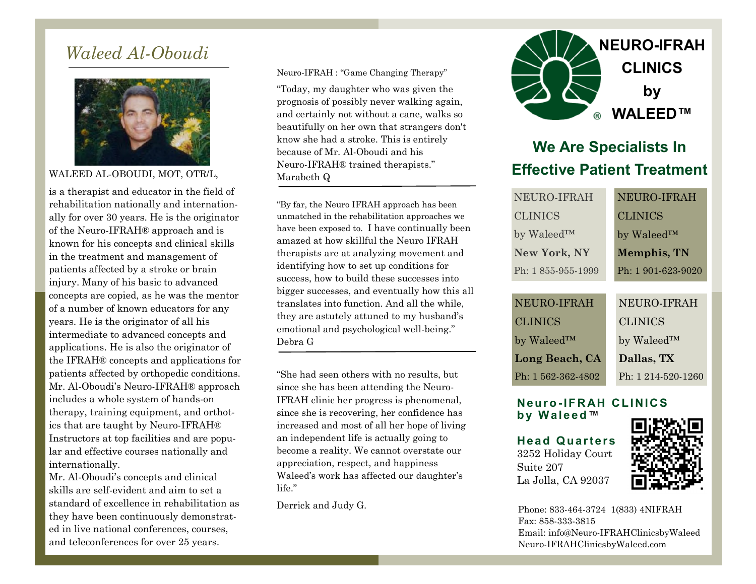# *Waleed Al-Oboudi*

WALEED AL-OBOUDI, MOT, OTR/L,

is a therapist and educator in the field of rehabilitation nationally and internationally for over 30 years. He is the originator of the Neuro-IFRAH® approach and is known for his concepts and clinical skills in the treatment and management of patients affected by a stroke or brain injury. Many of his basic to advanced concepts are copied, as he was the mentor of a number of known educators for any years. He is the originator of all his intermediate to advanced concepts and applications. He is also the originator of the IFRAH® concepts and applications for patients affected by orthopedic conditions. Mr. Al-Oboudi's Neuro-IFRAH® approach includes a whole system of hands-on therapy, training equipment, and orthotics that are taught by Neuro-IFRAH® Instructors at top facilities and are popular and effective courses nationally and internationally.

Mr. Al-Oboudi's concepts and clinical skills are self-evident and aim to set a standard of excellence in rehabilitation as they have been continuously demonstrated in live national conferences, courses, and teleconferences for over 25 years.

Neuro-IFRAH : "Game Changing Therapy"

"Today, my daughter who was given the prognosis of possibly never walking again, and certainly not without a cane, walks so beautifully on her own that strangers don't know she had a stroke. This is entirely because of Mr. Al-Oboudi and his Neuro-IFRAH® trained therapists."
Marabeth Q

---

"By far, the Neuro IFRAH approach has been unmatched in the rehabilitation approaches we have been exposed to. I have continually been amazed at how skillful the Neuro IFRAH therapists are at analyzing movement and identifying how to set up conditions for success, how to build these successes into bigger successes, and eventually how this all translates into function. And all the while, they are astutely attuned to my husband's emotional and psychological well-being."
Debra G

---

"She had seen others with no results, but since she has been attending the Neuro-IFRAH clinic her progress is phenomenal, since she is recovering, her confidence has increased and most of all her hope of living an independent life is actually going to become a reality. We cannot overstate our appreciation, respect, and happiness Waleed's work has affected our daughter's life."

Derrick and Judy G.

# NEURO-IFRAH CLINICS by WALEED™

## We Are Specialists In Effective Patient Treatment

NEURO-IFRAH CLINICS
by Waleed™
**New York, NY**
Ph: 1 855-955-1999

NEURO-IFRAH CLINICS
by Waleed™
**Memphis, TN**
Ph: 1 901-623-9020

NEURO-IFRAH CLINICS
by Waleed™
**Long Beach, CA**
Ph: 1 562-362-4802

NEURO-IFRAH CLINICS
by Waleed™
**Dallas, TX**
Ph: 1 214-520-1260

**Neuro-IFRAH CLINICS by Waleed™**

**Head Quarters**
3252 Holiday Court
Suite 207
La Jolla, CA 92037

Phone: 833-464-3724 1(833) 4NIFRAH
Fax: 858-333-3815
Email: info@Neuro-IFRAHClinicsbyWaleed
Neuro-IFRAHClinicsbyWaleed.com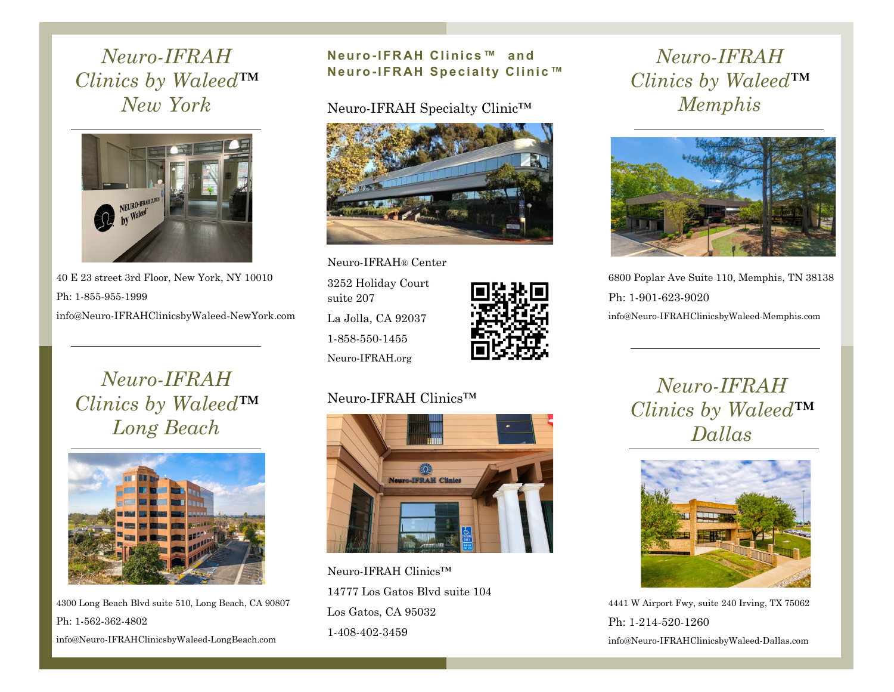# Neuro-IFRAH Clinics by Waleed™ New York

40 E 23 street 3rd Floor, New York, NY 10010

Ph: 1-855-955-1999

info@Neuro-IFRAHClinicsbyWaleed-NewYork.com

# Neuro-IFRAH Clinics by Waleed™ Long Beach

4300 Long Beach Blvd suite 510, Long Beach, CA 90807

Ph: 1-562-362-4802

info@Neuro-IFRAHClinicsbyWaleed-LongBeach.com

**Neuro-IFRAH Clinics™ and Neuro-IFRAH Specialty Clinic™**

## Neuro-IFRAH Specialty Clinic™

Neuro-IFRAH® Center

3252 Holiday Court suite 207

La Jolla, CA 92037

1-858-550-1455

Neuro-IFRAH.org

## Neuro-IFRAH Clinics™

Neuro-IFRAH Clinics™

14777 Los Gatos Blvd suite 104

Los Gatos, CA 95032

1-408-402-3459

# Neuro-IFRAH Clinics by Waleed™ Memphis

6800 Poplar Ave Suite 110, Memphis, TN 38138

Ph: 1-901-623-9020

info@Neuro-IFRAHClinicsbyWaleed-Memphis.com

# Neuro-IFRAH Clinics by Waleed™ Dallas

4441 W Airport Fwy, suite 240 Irving, TX 75062

Ph: 1-214-520-1260

info@Neuro-IFRAHClinicsbyWaleed-Dallas.com